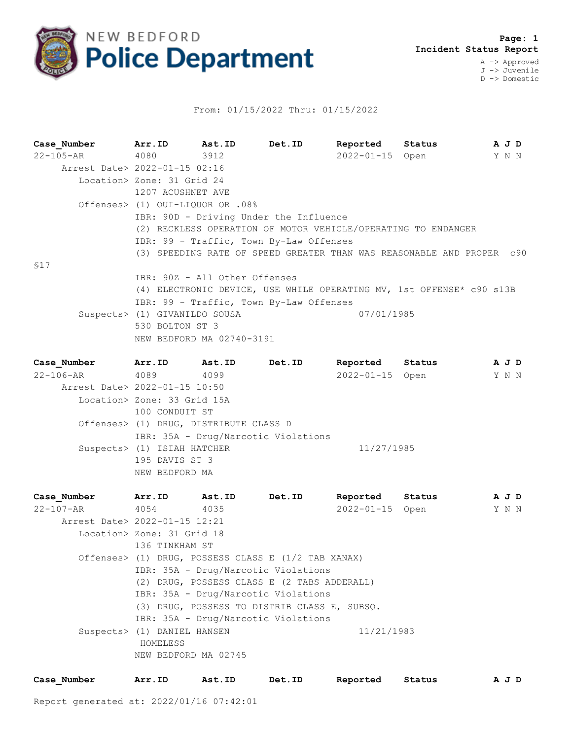**NEW BEDFORD Police Department**

**Page: 1**
**Incident Status Report**

A -> Approved
J -> Juvenile
D -> Domestic

From: 01/15/2022 Thru: 01/15/2022

| Case_Number | Arr.ID | Ast.ID | Det.ID | Reported | Status | A J D |
|---|---|---|---|---|---|---|
| 22-105-AR | 4080 | 3912 | | 2022-01-15 | Open | Y N N |

Arrest Date> 2022-01-15 02:16
Location> Zone: 31 Grid 24
1207 ACUSHNET AVE
Offenses> (1) OUI-LIQUOR OR .08%
IBR: 90D - Driving Under the Influence
(2) RECKLESS OPERATION OF MOTOR VEHICLE/OPERATING TO ENDANGER
IBR: 99 - Traffic, Town By-Law Offenses
(3) SPEEDING RATE OF SPEED GREATER THAN WAS REASONABLE AND PROPER c90 §17
IBR: 90Z - All Other Offenses
(4) ELECTRONIC DEVICE, USE WHILE OPERATING MV, 1st OFFENSE* c90 s13B
IBR: 99 - Traffic, Town By-Law Offenses
Suspects> (1) GIVANILDO SOUSA 07/01/1985
530 BOLTON ST 3
NEW BEDFORD MA 02740-3191

| Case_Number | Arr.ID | Ast.ID | Det.ID | Reported | Status | A J D |
|---|---|---|---|---|---|---|
| 22-106-AR | 4089 | 4099 | | 2022-01-15 | Open | Y N N |

Arrest Date> 2022-01-15 10:50
Location> Zone: 33 Grid 15A
100 CONDUIT ST
Offenses> (1) DRUG, DISTRIBUTE CLASS D
IBR: 35A - Drug/Narcotic Violations
Suspects> (1) ISIAH HATCHER 11/27/1985
195 DAVIS ST 3
NEW BEDFORD MA

| Case_Number | Arr.ID | Ast.ID | Det.ID | Reported | Status | A J D |
|---|---|---|---|---|---|---|
| 22-107-AR | 4054 | 4035 | | 2022-01-15 | Open | Y N N |

Arrest Date> 2022-01-15 12:21
Location> Zone: 31 Grid 18
136 TINKHAM ST
Offenses> (1) DRUG, POSSESS CLASS E (1/2 TAB XANAX)
IBR: 35A - Drug/Narcotic Violations
(2) DRUG, POSSESS CLASS E (2 TABS ADDERALL)
IBR: 35A - Drug/Narcotic Violations
(3) DRUG, POSSESS TO DISTRIB CLASS E, SUBSQ.
IBR: 35A - Drug/Narcotic Violations
Suspects> (1) DANIEL HANSEN 11/21/1983
HOMELESS
NEW BEDFORD MA 02745

| Case_Number | Arr.ID | Ast.ID | Det.ID | Reported | Status | A J D |
|---|---|---|---|---|---|---|

Report generated at: 2022/01/16 07:42:01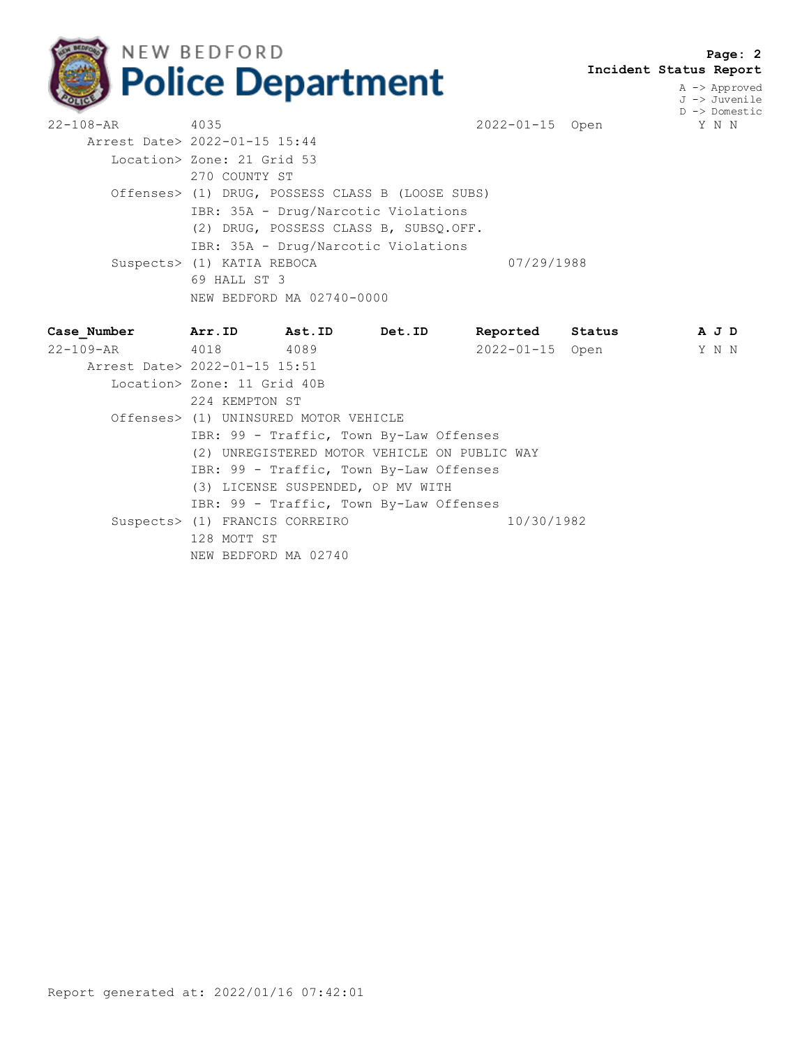# NEW BEDFORD Police Department

**Incident Status Report**

A -> Approved
J -> Juvenile
D -> Domestic

22-108-AR 4035 2022-01-15 Open Y N N

Arrest Date> 2022-01-15 15:44
Location> Zone: 21 Grid 53
270 COUNTY ST
Offenses> (1) DRUG, POSSESS CLASS B (LOOSE SUBS)
IBR: 35A - Drug/Narcotic Violations
(2) DRUG, POSSESS CLASS B, SUBSQ.OFF.
IBR: 35A - Drug/Narcotic Violations
Suspects> (1) KATIA REBOCA 07/29/1988
69 HALL ST 3
NEW BEDFORD MA 02740-0000

| Case_Number | Arr.ID | Ast.ID | Det.ID | Reported | Status | A J D |
|---|---|---|---|---|---|---|
| 22-109-AR | 4018 | 4089 | | 2022-01-15 | Open | Y N N |

Arrest Date> 2022-01-15 15:51
Location> Zone: 11 Grid 40B
224 KEMPTON ST
Offenses> (1) UNINSURED MOTOR VEHICLE
IBR: 99 - Traffic, Town By-Law Offenses
(2) UNREGISTERED MOTOR VEHICLE ON PUBLIC WAY
IBR: 99 - Traffic, Town By-Law Offenses
(3) LICENSE SUSPENDED, OP MV WITH
IBR: 99 - Traffic, Town By-Law Offenses
Suspects> (1) FRANCIS CORREIRO 10/30/1982
128 MOTT ST
NEW BEDFORD MA 02740

Report generated at: 2022/01/16 07:42:01